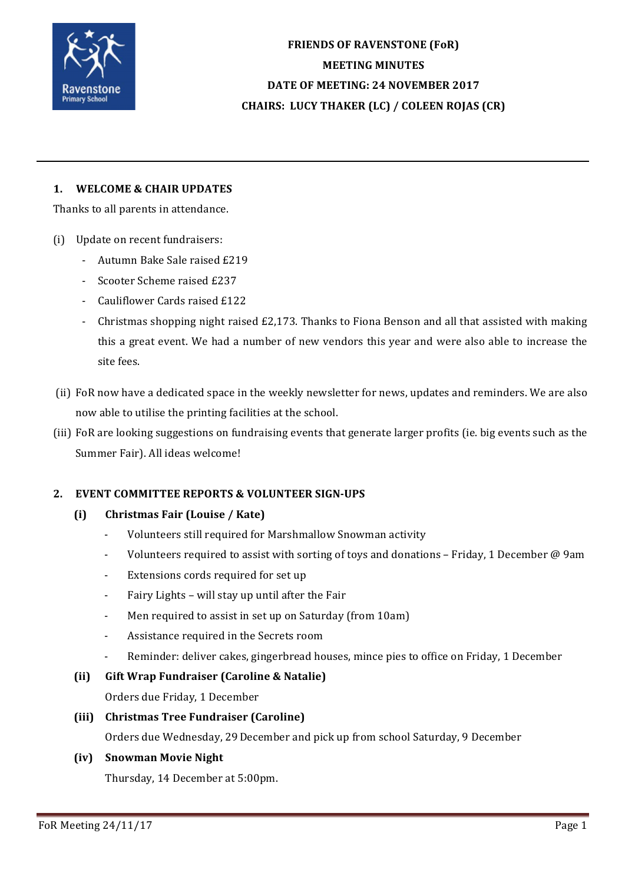# FRIENDS OF RAVENSTONE (FoR)

## MEETING MINUTES

## DATE OF MEETING: 24 NOVEMBER 2017

## CHAIRS: LUCY THAKER (LC) / COLEEN ROJAS (CR)

---

### 1. WELCOME & CHAIR UPDATES

Thanks to all parents in attendance.

(i) Update on recent fundraisers:

- Autumn Bake Sale raised £219
- Scooter Scheme raised £237
- Cauliflower Cards raised £122
- Christmas shopping night raised £2,173. Thanks to Fiona Benson and all that assisted with making this a great event. We had a number of new vendors this year and were also able to increase the site fees.

(ii) FoR now have a dedicated space in the weekly newsletter for news, updates and reminders. We are also now able to utilise the printing facilities at the school.

(iii) FoR are looking suggestions on fundraising events that generate larger profits (ie. big events such as the Summer Fair). All ideas welcome!

### 2. EVENT COMMITTEE REPORTS & VOLUNTEER SIGN-UPS

**(i) Christmas Fair (Louise / Kate)**

- Volunteers still required for Marshmallow Snowman activity
- Volunteers required to assist with sorting of toys and donations – Friday, 1 December @ 9am
- Extensions cords required for set up
- Fairy Lights – will stay up until after the Fair
- Men required to assist in set up on Saturday (from 10am)
- Assistance required in the Secrets room
- Reminder: deliver cakes, gingerbread houses, mince pies to office on Friday, 1 December

**(ii) Gift Wrap Fundraiser (Caroline & Natalie)**

Orders due Friday, 1 December

**(iii) Christmas Tree Fundraiser (Caroline)**

Orders due Wednesday, 29 December and pick up from school Saturday, 9 December

**(iv) Snowman Movie Night**

Thursday, 14 December at 5:00pm.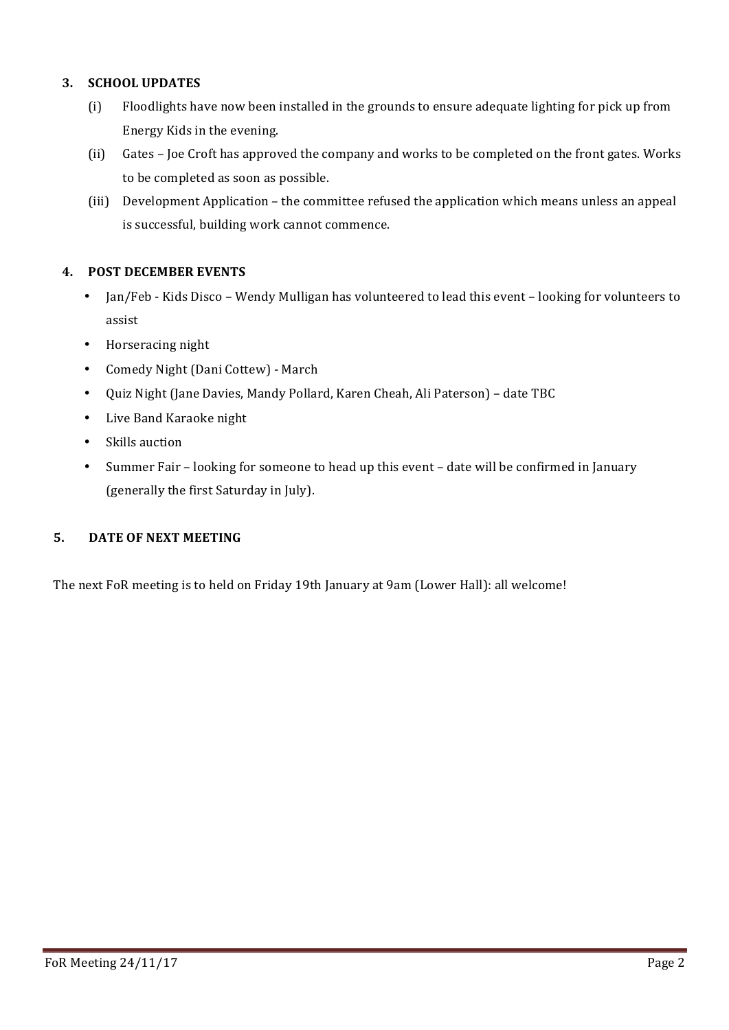## 3. SCHOOL UPDATES

(i) Floodlights have now been installed in the grounds to ensure adequate lighting for pick up from Energy Kids in the evening.

(ii) Gates – Joe Croft has approved the company and works to be completed on the front gates. Works to be completed as soon as possible.

(iii) Development Application – the committee refused the application which means unless an appeal is successful, building work cannot commence.

## 4. POST DECEMBER EVENTS

- Jan/Feb - Kids Disco – Wendy Mulligan has volunteered to lead this event – looking for volunteers to assist
- Horseracing night
- Comedy Night (Dani Cottew) - March
- Quiz Night (Jane Davies, Mandy Pollard, Karen Cheah, Ali Paterson) – date TBC
- Live Band Karaoke night
- Skills auction
- Summer Fair – looking for someone to head up this event – date will be confirmed in January (generally the first Saturday in July).

## 5. DATE OF NEXT MEETING

The next FoR meeting is to held on Friday 19th January at 9am (Lower Hall): all welcome!